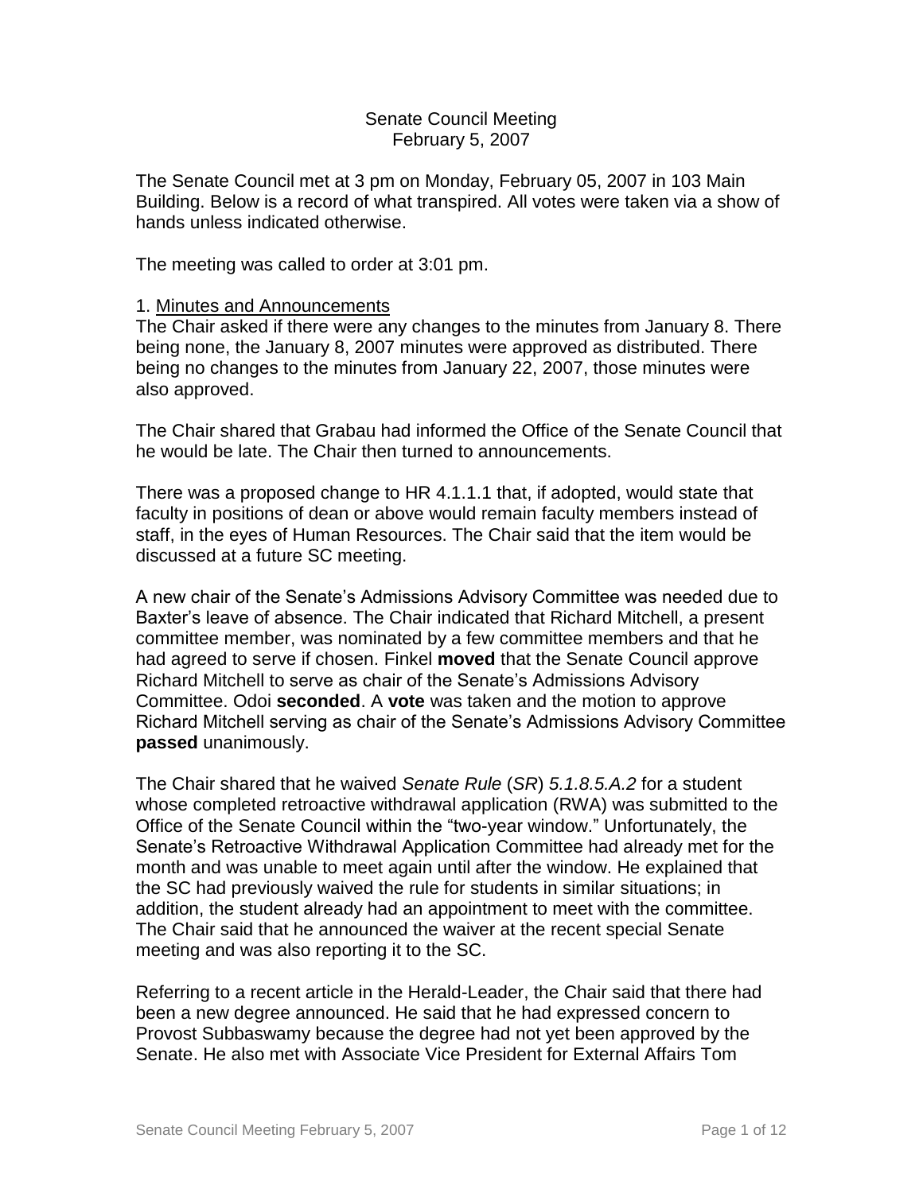Senate Council Meeting
February 5, 2007

The Senate Council met at 3 pm on Monday, February 05, 2007 in 103 Main Building. Below is a record of what transpired. All votes were taken via a show of hands unless indicated otherwise.

The meeting was called to order at 3:01 pm.

1. Minutes and Announcements

The Chair asked if there were any changes to the minutes from January 8. There being none, the January 8, 2007 minutes were approved as distributed. There being no changes to the minutes from January 22, 2007, those minutes were also approved.

The Chair shared that Grabau had informed the Office of the Senate Council that he would be late. The Chair then turned to announcements.

There was a proposed change to HR 4.1.1.1 that, if adopted, would state that faculty in positions of dean or above would remain faculty members instead of staff, in the eyes of Human Resources. The Chair said that the item would be discussed at a future SC meeting.

A new chair of the Senate's Admissions Advisory Committee was needed due to Baxter's leave of absence. The Chair indicated that Richard Mitchell, a present committee member, was nominated by a few committee members and that he had agreed to serve if chosen. Finkel **moved** that the Senate Council approve Richard Mitchell to serve as chair of the Senate's Admissions Advisory Committee. Odoi **seconded**. A **vote** was taken and the motion to approve Richard Mitchell serving as chair of the Senate's Admissions Advisory Committee **passed** unanimously.

The Chair shared that he waived *Senate Rule* (*SR*) *5.1.8.5.A.2* for a student whose completed retroactive withdrawal application (RWA) was submitted to the Office of the Senate Council within the "two-year window." Unfortunately, the Senate's Retroactive Withdrawal Application Committee had already met for the month and was unable to meet again until after the window. He explained that the SC had previously waived the rule for students in similar situations; in addition, the student already had an appointment to meet with the committee. The Chair said that he announced the waiver at the recent special Senate meeting and was also reporting it to the SC.

Referring to a recent article in the Herald-Leader, the Chair said that there had been a new degree announced. He said that he had expressed concern to Provost Subbaswamy because the degree had not yet been approved by the Senate. He also met with Associate Vice President for External Affairs Tom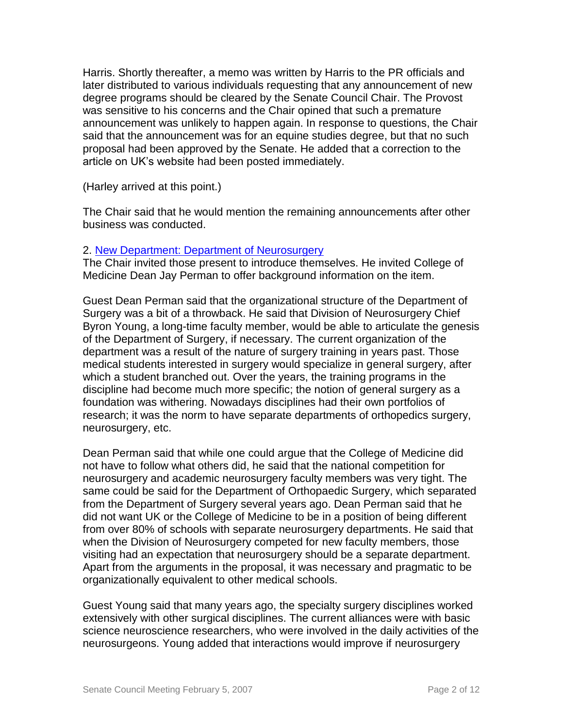Harris. Shortly thereafter, a memo was written by Harris to the PR officials and later distributed to various individuals requesting that any announcement of new degree programs should be cleared by the Senate Council Chair. The Provost was sensitive to his concerns and the Chair opined that such a premature announcement was unlikely to happen again. In response to questions, the Chair said that the announcement was for an equine studies degree, but that no such proposal had been approved by the Senate. He added that a correction to the article on UK's website had been posted immediately.

(Harley arrived at this point.)

The Chair said that he would mention the remaining announcements after other business was conducted.

2. New Department: Department of Neurosurgery

The Chair invited those present to introduce themselves. He invited College of Medicine Dean Jay Perman to offer background information on the item.

Guest Dean Perman said that the organizational structure of the Department of Surgery was a bit of a throwback. He said that Division of Neurosurgery Chief Byron Young, a long-time faculty member, would be able to articulate the genesis of the Department of Surgery, if necessary. The current organization of the department was a result of the nature of surgery training in years past. Those medical students interested in surgery would specialize in general surgery, after which a student branched out. Over the years, the training programs in the discipline had become much more specific; the notion of general surgery as a foundation was withering. Nowadays disciplines had their own portfolios of research; it was the norm to have separate departments of orthopedics surgery, neurosurgery, etc.

Dean Perman said that while one could argue that the College of Medicine did not have to follow what others did, he said that the national competition for neurosurgery and academic neurosurgery faculty members was very tight. The same could be said for the Department of Orthopaedic Surgery, which separated from the Department of Surgery several years ago. Dean Perman said that he did not want UK or the College of Medicine to be in a position of being different from over 80% of schools with separate neurosurgery departments. He said that when the Division of Neurosurgery competed for new faculty members, those visiting had an expectation that neurosurgery should be a separate department. Apart from the arguments in the proposal, it was necessary and pragmatic to be organizationally equivalent to other medical schools.

Guest Young said that many years ago, the specialty surgery disciplines worked extensively with other surgical disciplines. The current alliances were with basic science neuroscience researchers, who were involved in the daily activities of the neurosurgeons. Young added that interactions would improve if neurosurgery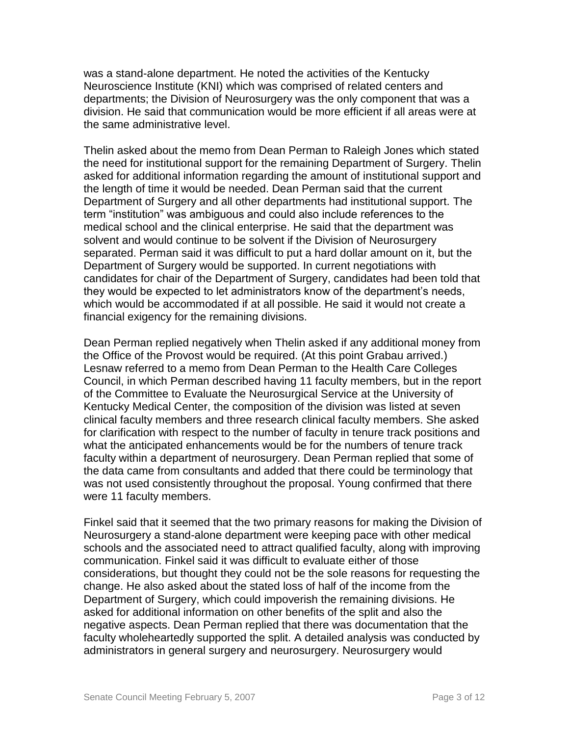was a stand-alone department. He noted the activities of the Kentucky Neuroscience Institute (KNI) which was comprised of related centers and departments; the Division of Neurosurgery was the only component that was a division. He said that communication would be more efficient if all areas were at the same administrative level.

Thelin asked about the memo from Dean Perman to Raleigh Jones which stated the need for institutional support for the remaining Department of Surgery. Thelin asked for additional information regarding the amount of institutional support and the length of time it would be needed. Dean Perman said that the current Department of Surgery and all other departments had institutional support. The term "institution" was ambiguous and could also include references to the medical school and the clinical enterprise. He said that the department was solvent and would continue to be solvent if the Division of Neurosurgery separated. Perman said it was difficult to put a hard dollar amount on it, but the Department of Surgery would be supported. In current negotiations with candidates for chair of the Department of Surgery, candidates had been told that they would be expected to let administrators know of the department's needs, which would be accommodated if at all possible. He said it would not create a financial exigency for the remaining divisions.

Dean Perman replied negatively when Thelin asked if any additional money from the Office of the Provost would be required. (At this point Grabau arrived.) Lesnaw referred to a memo from Dean Perman to the Health Care Colleges Council, in which Perman described having 11 faculty members, but in the report of the Committee to Evaluate the Neurosurgical Service at the University of Kentucky Medical Center, the composition of the division was listed at seven clinical faculty members and three research clinical faculty members. She asked for clarification with respect to the number of faculty in tenure track positions and what the anticipated enhancements would be for the numbers of tenure track faculty within a department of neurosurgery. Dean Perman replied that some of the data came from consultants and added that there could be terminology that was not used consistently throughout the proposal. Young confirmed that there were 11 faculty members.

Finkel said that it seemed that the two primary reasons for making the Division of Neurosurgery a stand-alone department were keeping pace with other medical schools and the associated need to attract qualified faculty, along with improving communication. Finkel said it was difficult to evaluate either of those considerations, but thought they could not be the sole reasons for requesting the change. He also asked about the stated loss of half of the income from the Department of Surgery, which could impoverish the remaining divisions. He asked for additional information on other benefits of the split and also the negative aspects. Dean Perman replied that there was documentation that the faculty wholeheartedly supported the split. A detailed analysis was conducted by administrators in general surgery and neurosurgery. Neurosurgery would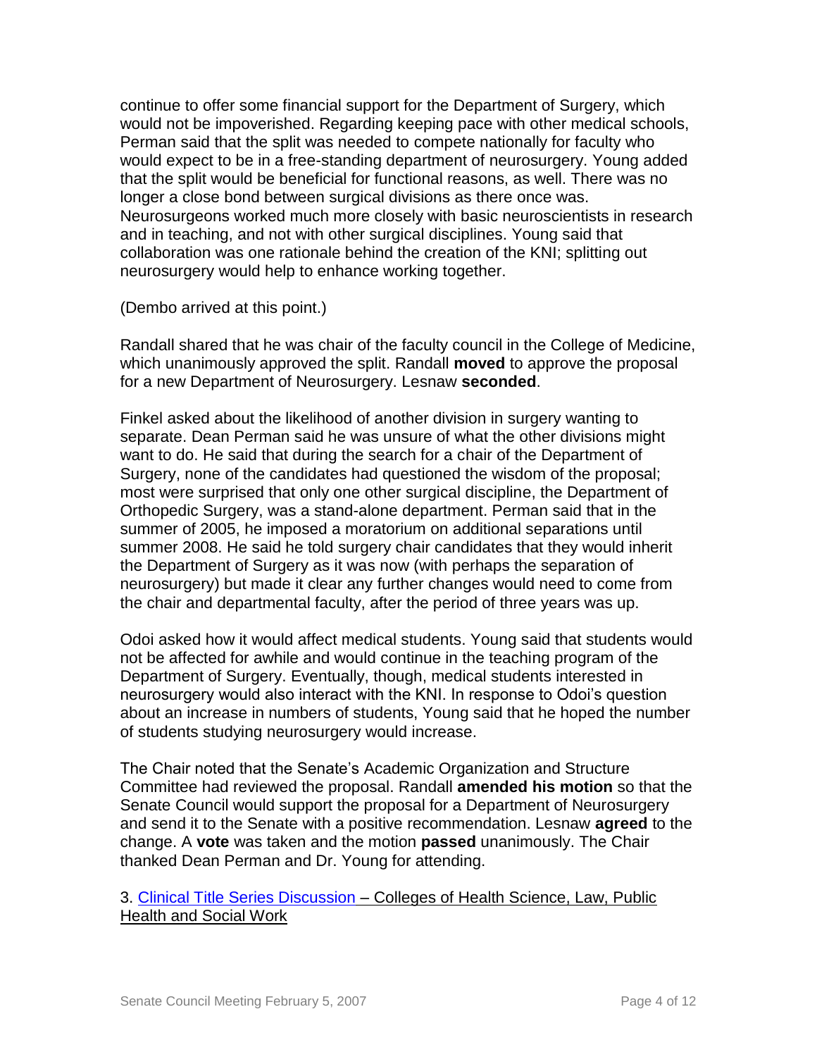continue to offer some financial support for the Department of Surgery, which would not be impoverished. Regarding keeping pace with other medical schools, Perman said that the split was needed to compete nationally for faculty who would expect to be in a free-standing department of neurosurgery. Young added that the split would be beneficial for functional reasons, as well. There was no longer a close bond between surgical divisions as there once was. Neurosurgeons worked much more closely with basic neuroscientists in research and in teaching, and not with other surgical disciplines. Young said that collaboration was one rationale behind the creation of the KNI; splitting out neurosurgery would help to enhance working together.

(Dembo arrived at this point.)

Randall shared that he was chair of the faculty council in the College of Medicine, which unanimously approved the split. Randall **moved** to approve the proposal for a new Department of Neurosurgery. Lesnaw **seconded**.

Finkel asked about the likelihood of another division in surgery wanting to separate. Dean Perman said he was unsure of what the other divisions might want to do. He said that during the search for a chair of the Department of Surgery, none of the candidates had questioned the wisdom of the proposal; most were surprised that only one other surgical discipline, the Department of Orthopedic Surgery, was a stand-alone department. Perman said that in the summer of 2005, he imposed a moratorium on additional separations until summer 2008. He said he told surgery chair candidates that they would inherit the Department of Surgery as it was now (with perhaps the separation of neurosurgery) but made it clear any further changes would need to come from the chair and departmental faculty, after the period of three years was up.

Odoi asked how it would affect medical students. Young said that students would not be affected for awhile and would continue in the teaching program of the Department of Surgery. Eventually, though, medical students interested in neurosurgery would also interact with the KNI. In response to Odoi's question about an increase in numbers of students, Young said that he hoped the number of students studying neurosurgery would increase.

The Chair noted that the Senate's Academic Organization and Structure Committee had reviewed the proposal. Randall **amended his motion** so that the Senate Council would support the proposal for a Department of Neurosurgery and send it to the Senate with a positive recommendation. Lesnaw **agreed** to the change. A **vote** was taken and the motion **passed** unanimously. The Chair thanked Dean Perman and Dr. Young for attending.

3. Clinical Title Series Discussion – Colleges of Health Science, Law, Public Health and Social Work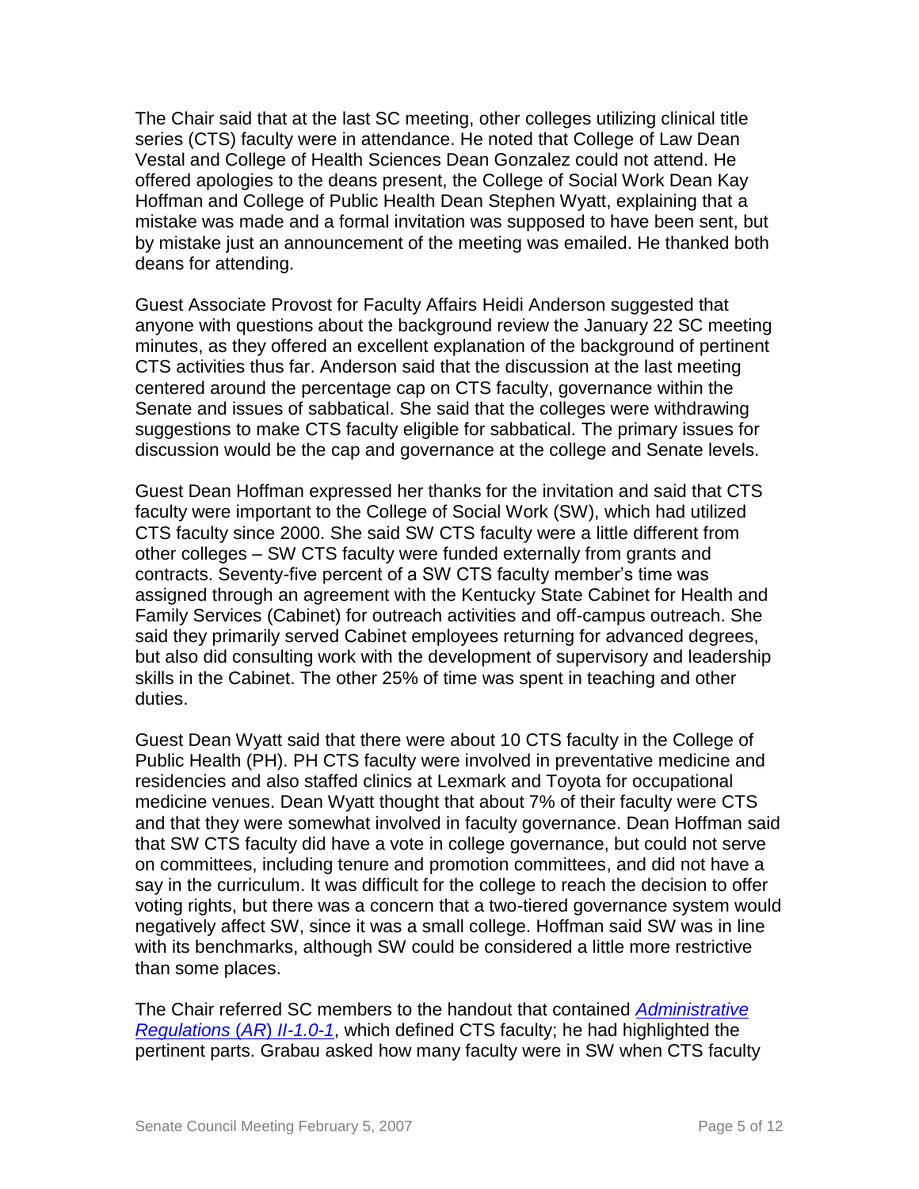The Chair said that at the last SC meeting, other colleges utilizing clinical title series (CTS) faculty were in attendance. He noted that College of Law Dean Vestal and College of Health Sciences Dean Gonzalez could not attend. He offered apologies to the deans present, the College of Social Work Dean Kay Hoffman and College of Public Health Dean Stephen Wyatt, explaining that a mistake was made and a formal invitation was supposed to have been sent, but by mistake just an announcement of the meeting was emailed. He thanked both deans for attending.

Guest Associate Provost for Faculty Affairs Heidi Anderson suggested that anyone with questions about the background review the January 22 SC meeting minutes, as they offered an excellent explanation of the background of pertinent CTS activities thus far. Anderson said that the discussion at the last meeting centered around the percentage cap on CTS faculty, governance within the Senate and issues of sabbatical. She said that the colleges were withdrawing suggestions to make CTS faculty eligible for sabbatical. The primary issues for discussion would be the cap and governance at the college and Senate levels.

Guest Dean Hoffman expressed her thanks for the invitation and said that CTS faculty were important to the College of Social Work (SW), which had utilized CTS faculty since 2000. She said SW CTS faculty were a little different from other colleges – SW CTS faculty were funded externally from grants and contracts. Seventy-five percent of a SW CTS faculty member's time was assigned through an agreement with the Kentucky State Cabinet for Health and Family Services (Cabinet) for outreach activities and off-campus outreach. She said they primarily served Cabinet employees returning for advanced degrees, but also did consulting work with the development of supervisory and leadership skills in the Cabinet. The other 25% of time was spent in teaching and other duties.

Guest Dean Wyatt said that there were about 10 CTS faculty in the College of Public Health (PH). PH CTS faculty were involved in preventative medicine and residencies and also staffed clinics at Lexmark and Toyota for occupational medicine venues. Dean Wyatt thought that about 7% of their faculty were CTS and that they were somewhat involved in faculty governance. Dean Hoffman said that SW CTS faculty did have a vote in college governance, but could not serve on committees, including tenure and promotion committees, and did not have a say in the curriculum. It was difficult for the college to reach the decision to offer voting rights, but there was a concern that a two-tiered governance system would negatively affect SW, since it was a small college. Hoffman said SW was in line with its benchmarks, although SW could be considered a little more restrictive than some places.

The Chair referred SC members to the handout that contained *Administrative Regulations (AR) II-1.0-1*, which defined CTS faculty; he had highlighted the pertinent parts. Grabau asked how many faculty were in SW when CTS faculty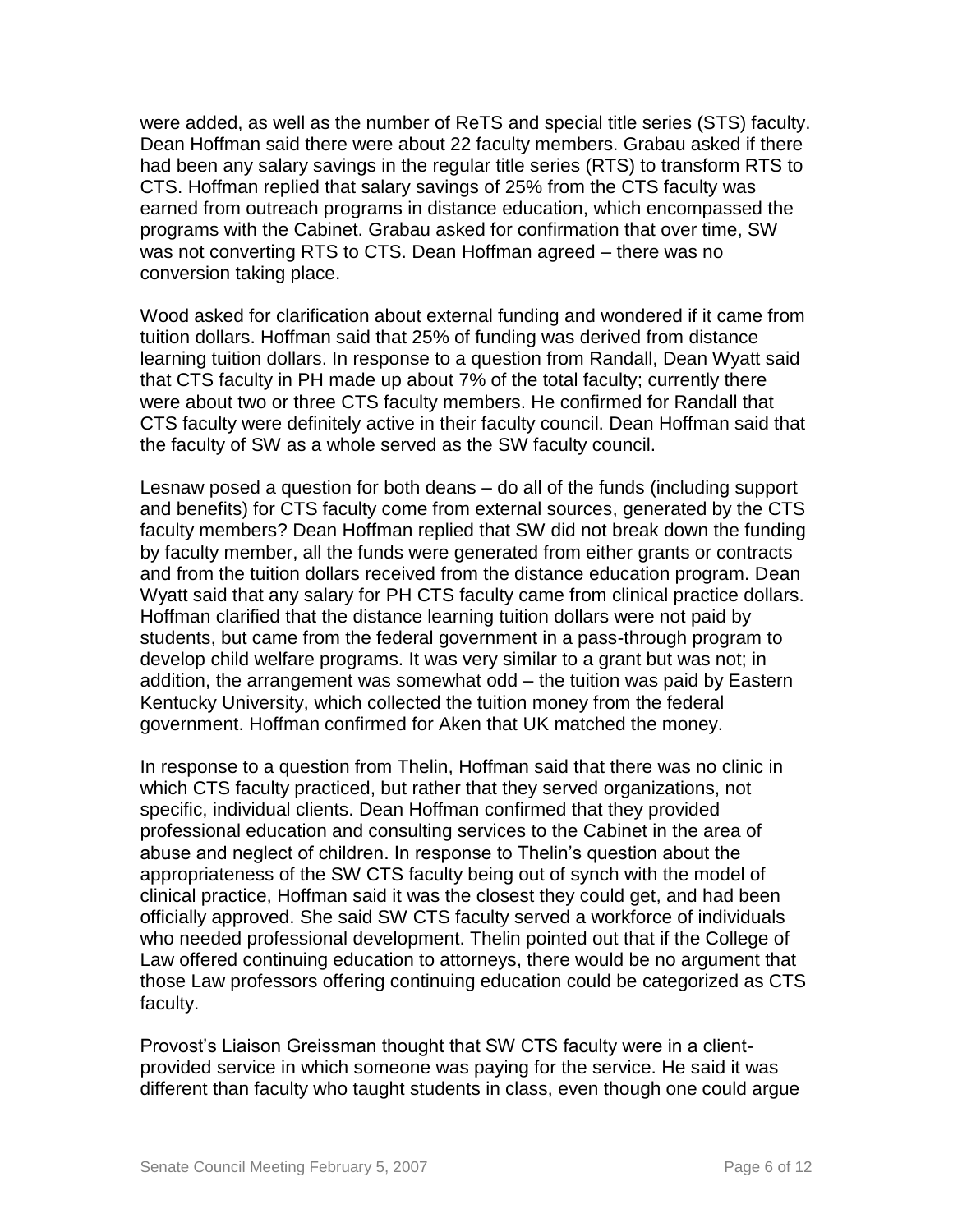were added, as well as the number of ReTS and special title series (STS) faculty. Dean Hoffman said there were about 22 faculty members. Grabau asked if there had been any salary savings in the regular title series (RTS) to transform RTS to CTS. Hoffman replied that salary savings of 25% from the CTS faculty was earned from outreach programs in distance education, which encompassed the programs with the Cabinet. Grabau asked for confirmation that over time, SW was not converting RTS to CTS. Dean Hoffman agreed – there was no conversion taking place.

Wood asked for clarification about external funding and wondered if it came from tuition dollars. Hoffman said that 25% of funding was derived from distance learning tuition dollars. In response to a question from Randall, Dean Wyatt said that CTS faculty in PH made up about 7% of the total faculty; currently there were about two or three CTS faculty members. He confirmed for Randall that CTS faculty were definitely active in their faculty council. Dean Hoffman said that the faculty of SW as a whole served as the SW faculty council.

Lesnaw posed a question for both deans – do all of the funds (including support and benefits) for CTS faculty come from external sources, generated by the CTS faculty members? Dean Hoffman replied that SW did not break down the funding by faculty member, all the funds were generated from either grants or contracts and from the tuition dollars received from the distance education program. Dean Wyatt said that any salary for PH CTS faculty came from clinical practice dollars. Hoffman clarified that the distance learning tuition dollars were not paid by students, but came from the federal government in a pass-through program to develop child welfare programs. It was very similar to a grant but was not; in addition, the arrangement was somewhat odd – the tuition was paid by Eastern Kentucky University, which collected the tuition money from the federal government. Hoffman confirmed for Aken that UK matched the money.

In response to a question from Thelin, Hoffman said that there was no clinic in which CTS faculty practiced, but rather that they served organizations, not specific, individual clients. Dean Hoffman confirmed that they provided professional education and consulting services to the Cabinet in the area of abuse and neglect of children. In response to Thelin's question about the appropriateness of the SW CTS faculty being out of synch with the model of clinical practice, Hoffman said it was the closest they could get, and had been officially approved. She said SW CTS faculty served a workforce of individuals who needed professional development. Thelin pointed out that if the College of Law offered continuing education to attorneys, there would be no argument that those Law professors offering continuing education could be categorized as CTS faculty.

Provost's Liaison Greissman thought that SW CTS faculty were in a client-provided service in which someone was paying for the service. He said it was different than faculty who taught students in class, even though one could argue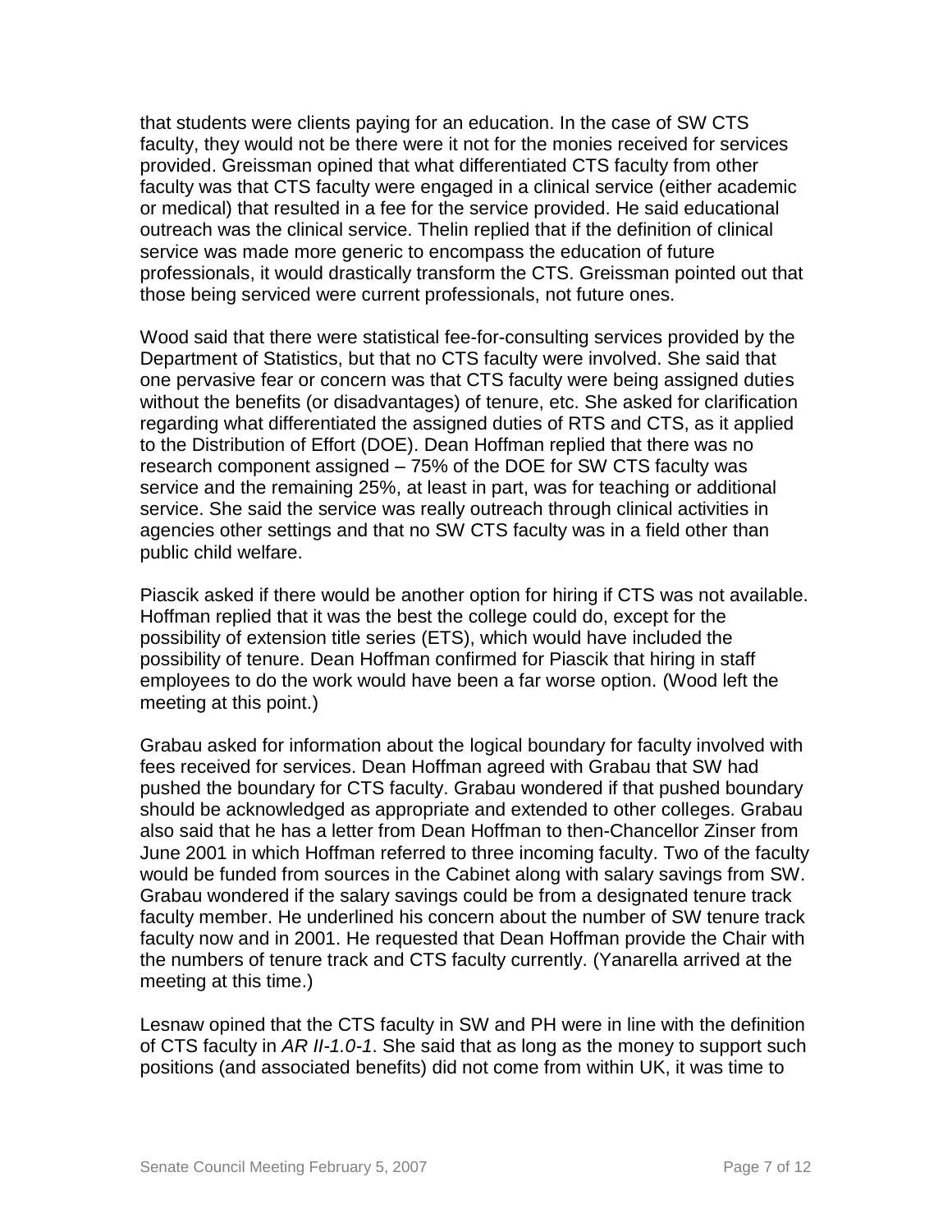that students were clients paying for an education. In the case of SW CTS faculty, they would not be there were it not for the monies received for services provided. Greissman opined that what differentiated CTS faculty from other faculty was that CTS faculty were engaged in a clinical service (either academic or medical) that resulted in a fee for the service provided. He said educational outreach was the clinical service. Thelin replied that if the definition of clinical service was made more generic to encompass the education of future professionals, it would drastically transform the CTS. Greissman pointed out that those being serviced were current professionals, not future ones.

Wood said that there were statistical fee-for-consulting services provided by the Department of Statistics, but that no CTS faculty were involved. She said that one pervasive fear or concern was that CTS faculty were being assigned duties without the benefits (or disadvantages) of tenure, etc. She asked for clarification regarding what differentiated the assigned duties of RTS and CTS, as it applied to the Distribution of Effort (DOE). Dean Hoffman replied that there was no research component assigned – 75% of the DOE for SW CTS faculty was service and the remaining 25%, at least in part, was for teaching or additional service. She said the service was really outreach through clinical activities in agencies other settings and that no SW CTS faculty was in a field other than public child welfare.

Piascik asked if there would be another option for hiring if CTS was not available. Hoffman replied that it was the best the college could do, except for the possibility of extension title series (ETS), which would have included the possibility of tenure. Dean Hoffman confirmed for Piascik that hiring in staff employees to do the work would have been a far worse option. (Wood left the meeting at this point.)

Grabau asked for information about the logical boundary for faculty involved with fees received for services. Dean Hoffman agreed with Grabau that SW had pushed the boundary for CTS faculty. Grabau wondered if that pushed boundary should be acknowledged as appropriate and extended to other colleges. Grabau also said that he has a letter from Dean Hoffman to then-Chancellor Zinser from June 2001 in which Hoffman referred to three incoming faculty. Two of the faculty would be funded from sources in the Cabinet along with salary savings from SW. Grabau wondered if the salary savings could be from a designated tenure track faculty member. He underlined his concern about the number of SW tenure track faculty now and in 2001. He requested that Dean Hoffman provide the Chair with the numbers of tenure track and CTS faculty currently. (Yanarella arrived at the meeting at this time.)

Lesnaw opined that the CTS faculty in SW and PH were in line with the definition of CTS faculty in *AR II-1.0-1*. She said that as long as the money to support such positions (and associated benefits) did not come from within UK, it was time to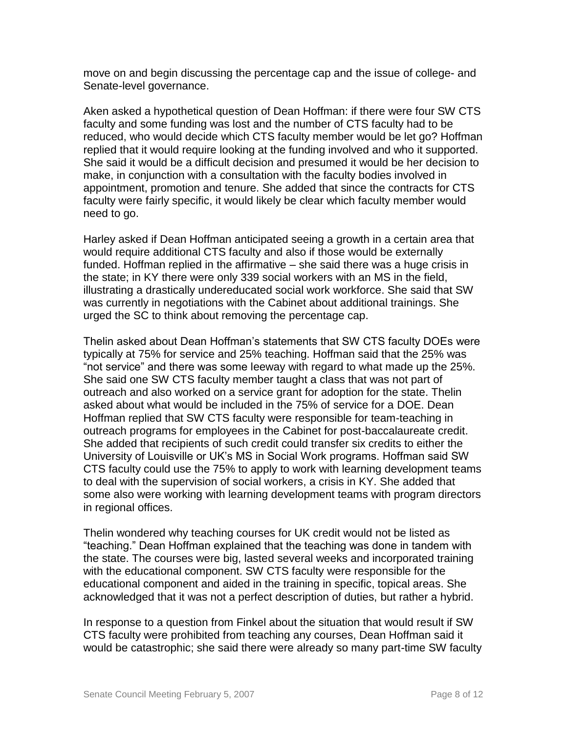move on and begin discussing the percentage cap and the issue of college- and Senate-level governance.

Aken asked a hypothetical question of Dean Hoffman: if there were four SW CTS faculty and some funding was lost and the number of CTS faculty had to be reduced, who would decide which CTS faculty member would be let go? Hoffman replied that it would require looking at the funding involved and who it supported. She said it would be a difficult decision and presumed it would be her decision to make, in conjunction with a consultation with the faculty bodies involved in appointment, promotion and tenure. She added that since the contracts for CTS faculty were fairly specific, it would likely be clear which faculty member would need to go.

Harley asked if Dean Hoffman anticipated seeing a growth in a certain area that would require additional CTS faculty and also if those would be externally funded. Hoffman replied in the affirmative – she said there was a huge crisis in the state; in KY there were only 339 social workers with an MS in the field, illustrating a drastically undereducated social work workforce. She said that SW was currently in negotiations with the Cabinet about additional trainings. She urged the SC to think about removing the percentage cap.

Thelin asked about Dean Hoffman's statements that SW CTS faculty DOEs were typically at 75% for service and 25% teaching. Hoffman said that the 25% was "not service" and there was some leeway with regard to what made up the 25%. She said one SW CTS faculty member taught a class that was not part of outreach and also worked on a service grant for adoption for the state. Thelin asked about what would be included in the 75% of service for a DOE. Dean Hoffman replied that SW CTS faculty were responsible for team-teaching in outreach programs for employees in the Cabinet for post-baccalaureate credit. She added that recipients of such credit could transfer six credits to either the University of Louisville or UK's MS in Social Work programs. Hoffman said SW CTS faculty could use the 75% to apply to work with learning development teams to deal with the supervision of social workers, a crisis in KY. She added that some also were working with learning development teams with program directors in regional offices.

Thelin wondered why teaching courses for UK credit would not be listed as "teaching." Dean Hoffman explained that the teaching was done in tandem with the state. The courses were big, lasted several weeks and incorporated training with the educational component. SW CTS faculty were responsible for the educational component and aided in the training in specific, topical areas. She acknowledged that it was not a perfect description of duties, but rather a hybrid.

In response to a question from Finkel about the situation that would result if SW CTS faculty were prohibited from teaching any courses, Dean Hoffman said it would be catastrophic; she said there were already so many part-time SW faculty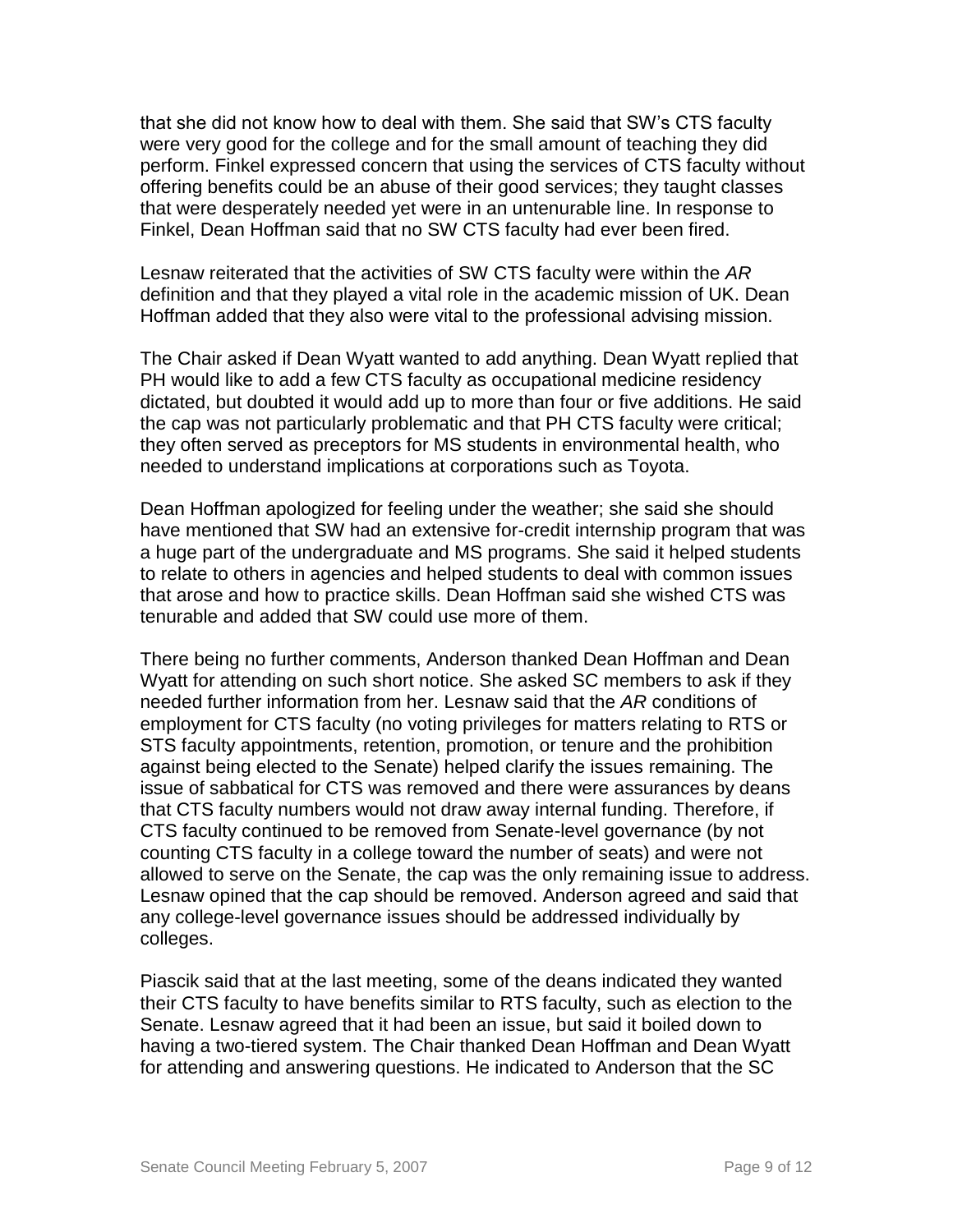that she did not know how to deal with them. She said that SW's CTS faculty were very good for the college and for the small amount of teaching they did perform. Finkel expressed concern that using the services of CTS faculty without offering benefits could be an abuse of their good services; they taught classes that were desperately needed yet were in an untenurable line. In response to Finkel, Dean Hoffman said that no SW CTS faculty had ever been fired.

Lesnaw reiterated that the activities of SW CTS faculty were within the *AR* definition and that they played a vital role in the academic mission of UK. Dean Hoffman added that they also were vital to the professional advising mission.

The Chair asked if Dean Wyatt wanted to add anything. Dean Wyatt replied that PH would like to add a few CTS faculty as occupational medicine residency dictated, but doubted it would add up to more than four or five additions. He said the cap was not particularly problematic and that PH CTS faculty were critical; they often served as preceptors for MS students in environmental health, who needed to understand implications at corporations such as Toyota.

Dean Hoffman apologized for feeling under the weather; she said she should have mentioned that SW had an extensive for-credit internship program that was a huge part of the undergraduate and MS programs. She said it helped students to relate to others in agencies and helped students to deal with common issues that arose and how to practice skills. Dean Hoffman said she wished CTS was tenurable and added that SW could use more of them.

There being no further comments, Anderson thanked Dean Hoffman and Dean Wyatt for attending on such short notice. She asked SC members to ask if they needed further information from her. Lesnaw said that the *AR* conditions of employment for CTS faculty (no voting privileges for matters relating to RTS or STS faculty appointments, retention, promotion, or tenure and the prohibition against being elected to the Senate) helped clarify the issues remaining. The issue of sabbatical for CTS was removed and there were assurances by deans that CTS faculty numbers would not draw away internal funding. Therefore, if CTS faculty continued to be removed from Senate-level governance (by not counting CTS faculty in a college toward the number of seats) and were not allowed to serve on the Senate, the cap was the only remaining issue to address. Lesnaw opined that the cap should be removed. Anderson agreed and said that any college-level governance issues should be addressed individually by colleges.

Piascik said that at the last meeting, some of the deans indicated they wanted their CTS faculty to have benefits similar to RTS faculty, such as election to the Senate. Lesnaw agreed that it had been an issue, but said it boiled down to having a two-tiered system. The Chair thanked Dean Hoffman and Dean Wyatt for attending and answering questions. He indicated to Anderson that the SC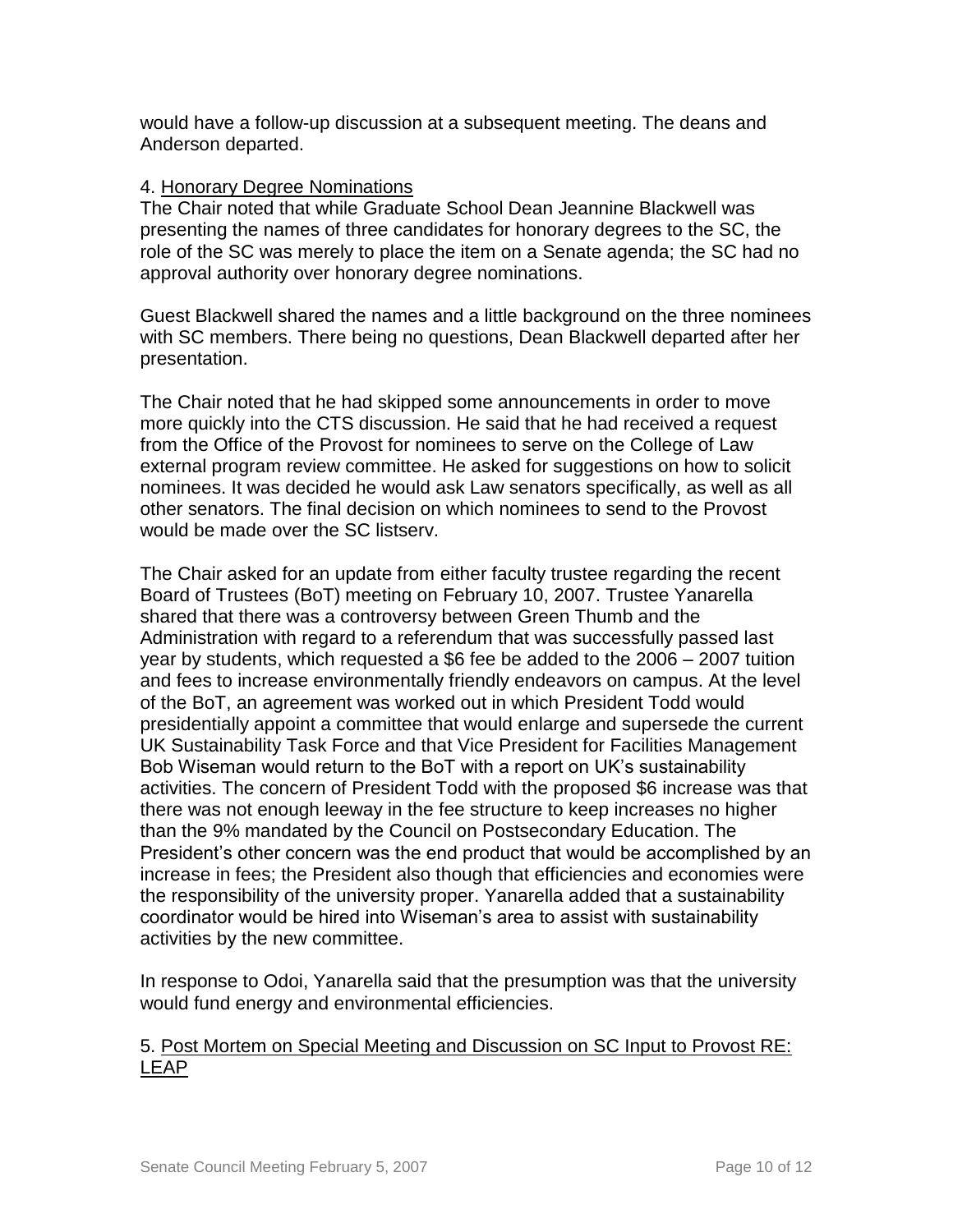would have a follow-up discussion at a subsequent meeting. The deans and Anderson departed.

4. Honorary Degree Nominations

The Chair noted that while Graduate School Dean Jeannine Blackwell was presenting the names of three candidates for honorary degrees to the SC, the role of the SC was merely to place the item on a Senate agenda; the SC had no approval authority over honorary degree nominations.

Guest Blackwell shared the names and a little background on the three nominees with SC members. There being no questions, Dean Blackwell departed after her presentation.

The Chair noted that he had skipped some announcements in order to move more quickly into the CTS discussion. He said that he had received a request from the Office of the Provost for nominees to serve on the College of Law external program review committee. He asked for suggestions on how to solicit nominees. It was decided he would ask Law senators specifically, as well as all other senators. The final decision on which nominees to send to the Provost would be made over the SC listserv.

The Chair asked for an update from either faculty trustee regarding the recent Board of Trustees (BoT) meeting on February 10, 2007. Trustee Yanarella shared that there was a controversy between Green Thumb and the Administration with regard to a referendum that was successfully passed last year by students, which requested a $6 fee be added to the 2006 – 2007 tuition and fees to increase environmentally friendly endeavors on campus. At the level of the BoT, an agreement was worked out in which President Todd would presidentially appoint a committee that would enlarge and supersede the current UK Sustainability Task Force and that Vice President for Facilities Management Bob Wiseman would return to the BoT with a report on UK's sustainability activities. The concern of President Todd with the proposed $6 increase was that there was not enough leeway in the fee structure to keep increases no higher than the 9% mandated by the Council on Postsecondary Education. The President's other concern was the end product that would be accomplished by an increase in fees; the President also though that efficiencies and economies were the responsibility of the university proper. Yanarella added that a sustainability coordinator would be hired into Wiseman's area to assist with sustainability activities by the new committee.

In response to Odoi, Yanarella said that the presumption was that the university would fund energy and environmental efficiencies.

5. Post Mortem on Special Meeting and Discussion on SC Input to Provost RE: LEAP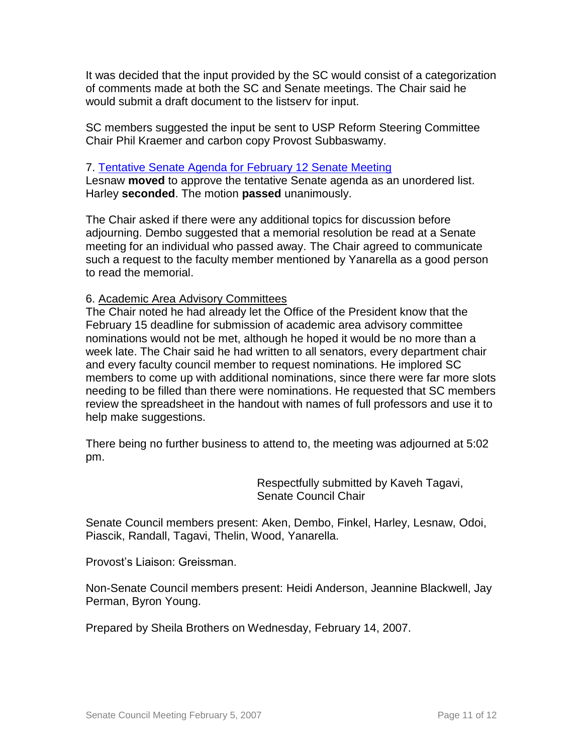It was decided that the input provided by the SC would consist of a categorization of comments made at both the SC and Senate meetings. The Chair said he would submit a draft document to the listserv for input.

SC members suggested the input be sent to USP Reform Steering Committee Chair Phil Kraemer and carbon copy Provost Subbaswamy.

7. Tentative Senate Agenda for February 12 Senate Meeting
Lesnaw **moved** to approve the tentative Senate agenda as an unordered list. Harley **seconded**. The motion **passed** unanimously.

The Chair asked if there were any additional topics for discussion before adjourning. Dembo suggested that a memorial resolution be read at a Senate meeting for an individual who passed away. The Chair agreed to communicate such a request to the faculty member mentioned by Yanarella as a good person to read the memorial.

6. Academic Area Advisory Committees
The Chair noted he had already let the Office of the President know that the February 15 deadline for submission of academic area advisory committee nominations would not be met, although he hoped it would be no more than a week late. The Chair said he had written to all senators, every department chair and every faculty council member to request nominations. He implored SC members to come up with additional nominations, since there were far more slots needing to be filled than there were nominations. He requested that SC members review the spreadsheet in the handout with names of full professors and use it to help make suggestions.

There being no further business to attend to, the meeting was adjourned at 5:02 pm.

Respectfully submitted by Kaveh Tagavi,
Senate Council Chair

Senate Council members present: Aken, Dembo, Finkel, Harley, Lesnaw, Odoi, Piascik, Randall, Tagavi, Thelin, Wood, Yanarella.

Provost's Liaison: Greissman.

Non-Senate Council members present: Heidi Anderson, Jeannine Blackwell, Jay Perman, Byron Young.

Prepared by Sheila Brothers on Wednesday, February 14, 2007.